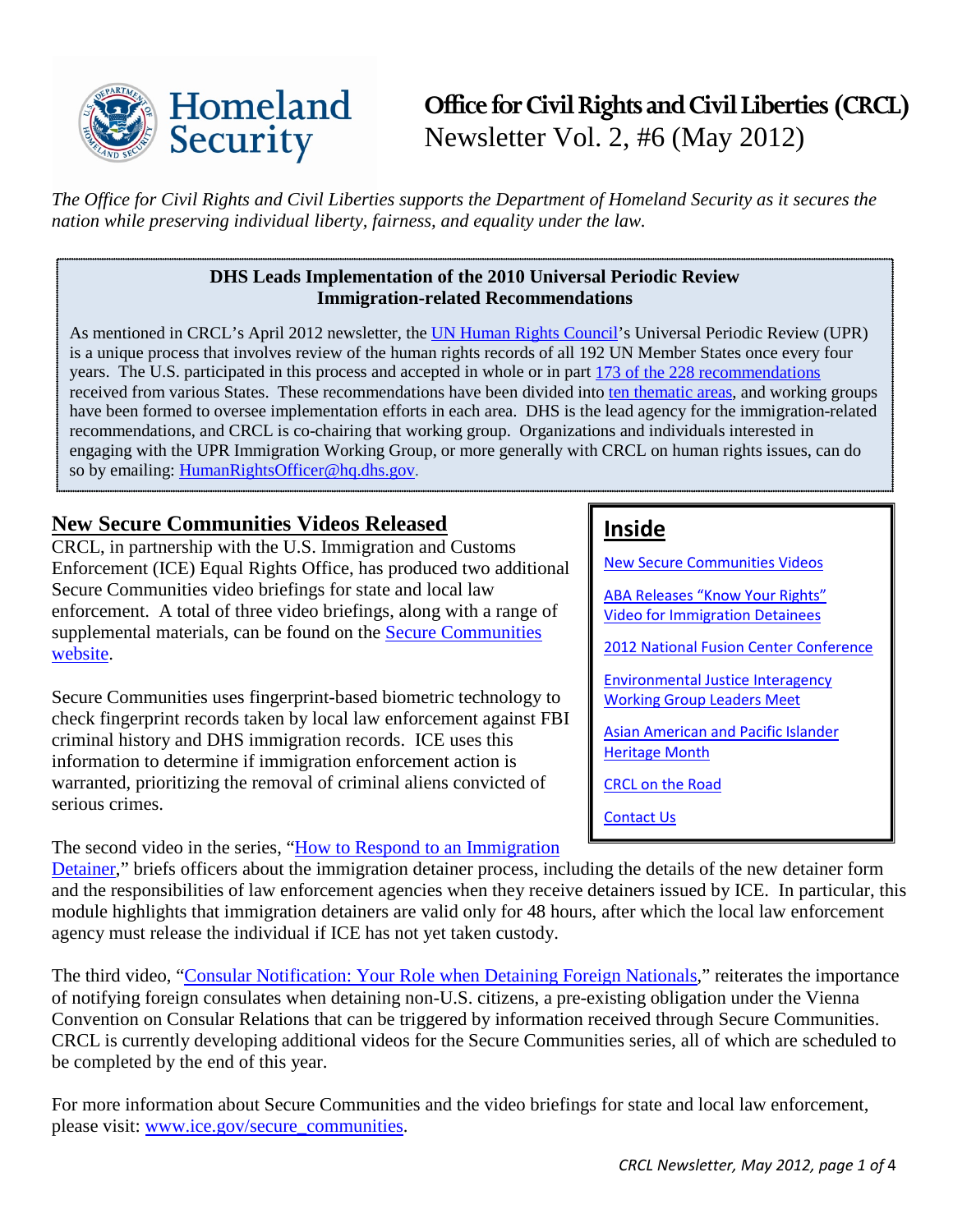# Office for Civil Rights and Civil Liberties (CRCL)

Newsletter Vol. 2, #6 (May 2012)

*The Office for Civil Rights and Civil Liberties supports the Department of Homeland Security as it secures the nation while preserving individual liberty, fairness, and equality under the law.*

**DHS Leads Implementation of the 2010 Universal Periodic Review Immigration-related Recommendations**

As mentioned in CRCL's April 2012 newsletter, the UN Human Rights Council's Universal Periodic Review (UPR) is a unique process that involves review of the human rights records of all 192 UN Member States once every four years. The U.S. participated in this process and accepted in whole or in part 173 of the 228 recommendations received from various States. These recommendations have been divided into ten thematic areas, and working groups have been formed to oversee implementation efforts in each area. DHS is the lead agency for the immigration-related recommendations, and CRCL is co-chairing that working group. Organizations and individuals interested in engaging with the UPR Immigration Working Group, or more generally with CRCL on human rights issues, can do so by emailing: HumanRightsOfficer@hq.dhs.gov.

**Inside**

- New Secure Communities Videos
- ABA Releases "Know Your Rights" Video for Immigration Detainees
- 2012 National Fusion Center Conference
- Environmental Justice Interagency Working Group Leaders Meet
- Asian American and Pacific Islander Heritage Month
- CRCL on the Road
- Contact Us

## New Secure Communities Videos Released

CRCL, in partnership with the U.S. Immigration and Customs Enforcement (ICE) Equal Rights Office, has produced two additional Secure Communities video briefings for state and local law enforcement. A total of three video briefings, along with a range of supplemental materials, can be found on the Secure Communities website.

Secure Communities uses fingerprint-based biometric technology to check fingerprint records taken by local law enforcement against FBI criminal history and DHS immigration records. ICE uses this information to determine if immigration enforcement action is warranted, prioritizing the removal of criminal aliens convicted of serious crimes.

The second video in the series, "How to Respond to an Immigration Detainer," briefs officers about the immigration detainer process, including the details of the new detainer form and the responsibilities of law enforcement agencies when they receive detainers issued by ICE. In particular, this module highlights that immigration detainers are valid only for 48 hours, after which the local law enforcement agency must release the individual if ICE has not yet taken custody.

The third video, "Consular Notification: Your Role when Detaining Foreign Nationals," reiterates the importance of notifying foreign consulates when detaining non-U.S. citizens, a pre-existing obligation under the Vienna Convention on Consular Relations that can be triggered by information received through Secure Communities. CRCL is currently developing additional videos for the Secure Communities series, all of which are scheduled to be completed by the end of this year.

For more information about Secure Communities and the video briefings for state and local law enforcement, please visit: www.ice.gov/secure_communities.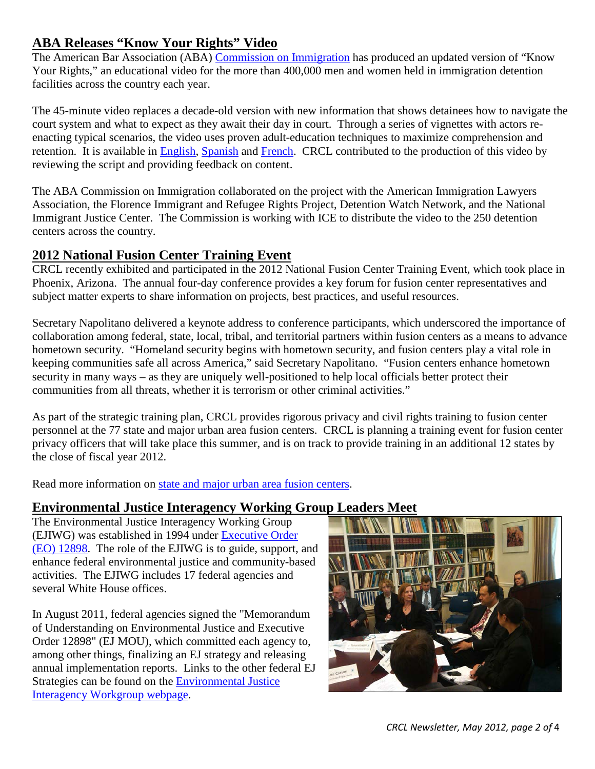## ABA Releases "Know Your Rights" Video

The American Bar Association (ABA) Commission on Immigration has produced an updated version of "Know Your Rights," an educational video for the more than 400,000 men and women held in immigration detention facilities across the country each year.

The 45-minute video replaces a decade-old version with new information that shows detainees how to navigate the court system and what to expect as they await their day in court. Through a series of vignettes with actors re-enacting typical scenarios, the video uses proven adult-education techniques to maximize comprehension and retention. It is available in English, Spanish and French. CRCL contributed to the production of this video by reviewing the script and providing feedback on content.

The ABA Commission on Immigration collaborated on the project with the American Immigration Lawyers Association, the Florence Immigrant and Refugee Rights Project, Detention Watch Network, and the National Immigrant Justice Center. The Commission is working with ICE to distribute the video to the 250 detention centers across the country.

## 2012 National Fusion Center Training Event

CRCL recently exhibited and participated in the 2012 National Fusion Center Training Event, which took place in Phoenix, Arizona. The annual four-day conference provides a key forum for fusion center representatives and subject matter experts to share information on projects, best practices, and useful resources.

Secretary Napolitano delivered a keynote address to conference participants, which underscored the importance of collaboration among federal, state, local, tribal, and territorial partners within fusion centers as a means to advance hometown security. "Homeland security begins with hometown security, and fusion centers play a vital role in keeping communities safe all across America," said Secretary Napolitano. "Fusion centers enhance hometown security in many ways – as they are uniquely well-positioned to help local officials better protect their communities from all threats, whether it is terrorism or other criminal activities."

As part of the strategic training plan, CRCL provides rigorous privacy and civil rights training to fusion center personnel at the 77 state and major urban area fusion centers. CRCL is planning a training event for fusion center privacy officers that will take place this summer, and is on track to provide training in an additional 12 states by the close of fiscal year 2012.

Read more information on state and major urban area fusion centers.

## Environmental Justice Interagency Working Group Leaders Meet

The Environmental Justice Interagency Working Group (EJIWG) was established in 1994 under Executive Order (EO) 12898. The role of the EJIWG is to guide, support, and enhance federal environmental justice and community-based activities. The EJIWG includes 17 federal agencies and several White House offices.

In August 2011, federal agencies signed the "Memorandum of Understanding on Environmental Justice and Executive Order 12898" (EJ MOU), which committed each agency to, among other things, finalizing an EJ strategy and releasing annual implementation reports. Links to the other federal EJ Strategies can be found on the Environmental Justice Interagency Workgroup webpage.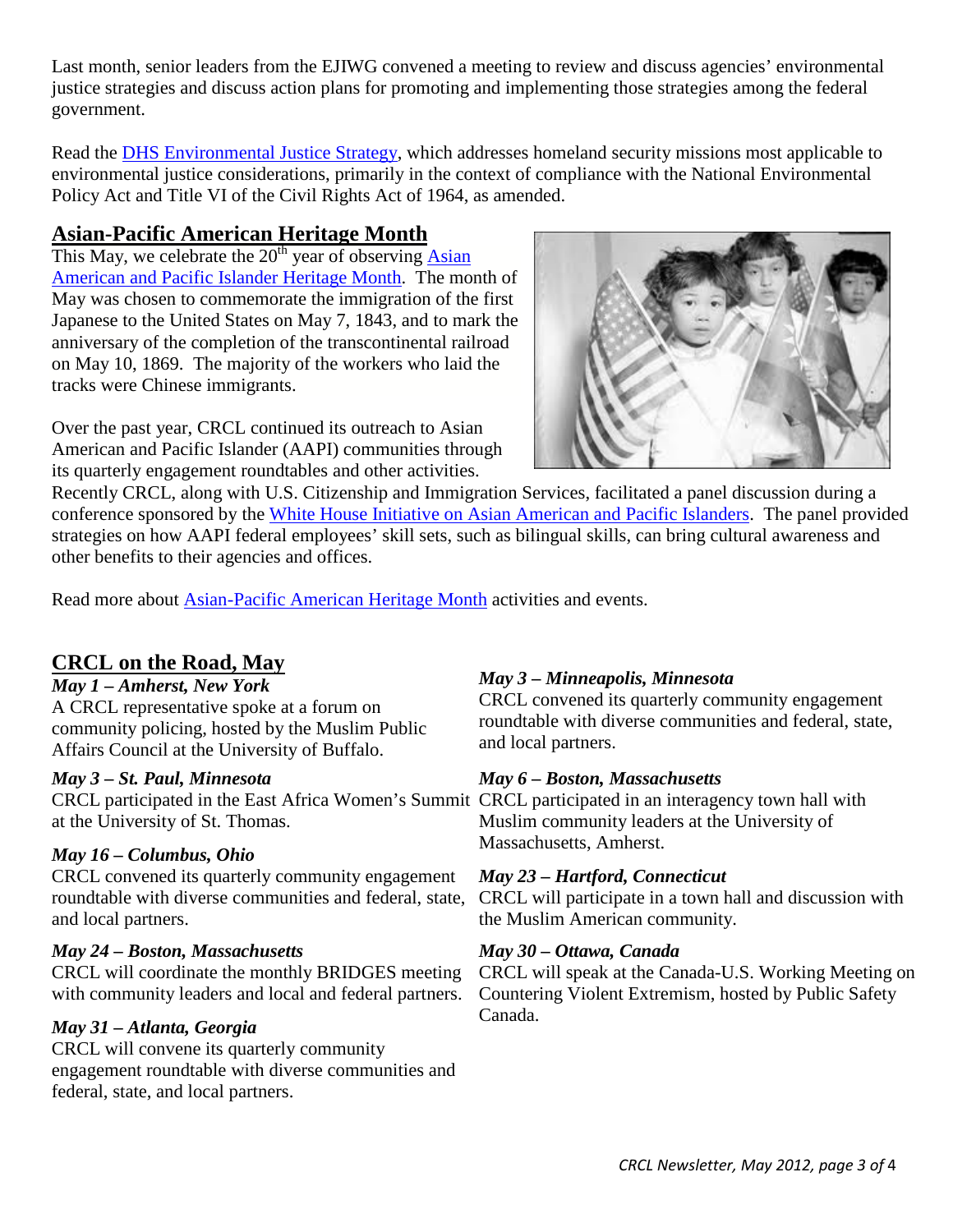Last month, senior leaders from the EJIWG convened a meeting to review and discuss agencies' environmental justice strategies and discuss action plans for promoting and implementing those strategies among the federal government.

Read the DHS Environmental Justice Strategy, which addresses homeland security missions most applicable to environmental justice considerations, primarily in the context of compliance with the National Environmental Policy Act and Title VI of the Civil Rights Act of 1964, as amended.

## Asian-Pacific American Heritage Month

This May, we celebrate the 20th year of observing Asian American and Pacific Islander Heritage Month. The month of May was chosen to commemorate the immigration of the first Japanese to the United States on May 7, 1843, and to mark the anniversary of the completion of the transcontinental railroad on May 10, 1869. The majority of the workers who laid the tracks were Chinese immigrants.

Over the past year, CRCL continued its outreach to Asian American and Pacific Islander (AAPI) communities through its quarterly engagement roundtables and other activities. Recently CRCL, along with U.S. Citizenship and Immigration Services, facilitated a panel discussion during a conference sponsored by the White House Initiative on Asian American and Pacific Islanders. The panel provided strategies on how AAPI federal employees' skill sets, such as bilingual skills, can bring cultural awareness and other benefits to their agencies and offices.

Read more about Asian-Pacific American Heritage Month activities and events.

## CRCL on the Road, May

***May 1 – Amherst, New York***
A CRCL representative spoke at a forum on community policing, hosted by the Muslim Public Affairs Council at the University of Buffalo.

***May 3 – St. Paul, Minnesota***
CRCL participated in the East Africa Women's Summit at the University of St. Thomas.

***May 16 – Columbus, Ohio***
CRCL convened its quarterly community engagement roundtable with diverse communities and federal, state, and local partners.

***May 24 – Boston, Massachusetts***
CRCL will coordinate the monthly BRIDGES meeting with community leaders and local and federal partners.

***May 31 – Atlanta, Georgia***
CRCL will convene its quarterly community engagement roundtable with diverse communities and federal, state, and local partners.

***May 3 – Minneapolis, Minnesota***
CRCL convened its quarterly community engagement roundtable with diverse communities and federal, state, and local partners.

***May 6 – Boston, Massachusetts***
CRCL participated in an interagency town hall with Muslim community leaders at the University of Massachusetts, Amherst.

***May 23 – Hartford, Connecticut***
CRCL will participate in a town hall and discussion with the Muslim American community.

***May 30 – Ottawa, Canada***
CRCL will speak at the Canada-U.S. Working Meeting on Countering Violent Extremism, hosted by Public Safety Canada.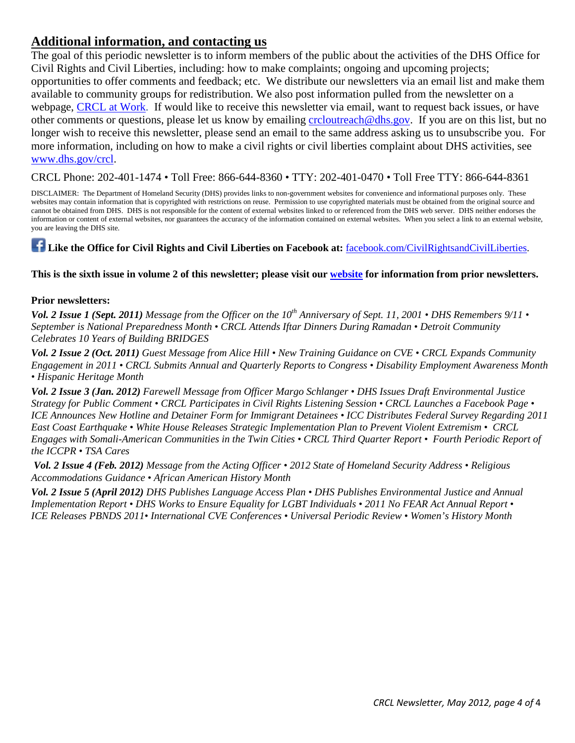## Additional information, and contacting us

The goal of this periodic newsletter is to inform members of the public about the activities of the DHS Office for Civil Rights and Civil Liberties, including: how to make complaints; ongoing and upcoming projects; opportunities to offer comments and feedback; etc. We distribute our newsletters via an email list and make them available to community groups for redistribution. We also post information pulled from the newsletter on a webpage, CRCL at Work. If would like to receive this newsletter via email, want to request back issues, or have other comments or questions, please let us know by emailing crcloutreach@dhs.gov. If you are on this list, but no longer wish to receive this newsletter, please send an email to the same address asking us to unsubscribe you. For more information, including on how to make a civil rights or civil liberties complaint about DHS activities, see www.dhs.gov/crcl.

CRCL Phone: 202-401-1474 • Toll Free: 866-644-8360 • TTY: 202-401-0470 • Toll Free TTY: 866-644-8361

DISCLAIMER: The Department of Homeland Security (DHS) provides links to non-government websites for convenience and informational purposes only. These websites may contain information that is copyrighted with restrictions on reuse. Permission to use copyrighted materials must be obtained from the original source and cannot be obtained from DHS. DHS is not responsible for the content of external websites linked to or referenced from the DHS web server. DHS neither endorses the information or content of external websites, nor guarantees the accuracy of the information contained on external websites. When you select a link to an external website, you are leaving the DHS site.

**Like the Office for Civil Rights and Civil Liberties on Facebook at:** facebook.com/CivilRightsandCivilLiberties.

**This is the sixth issue in volume 2 of this newsletter; please visit our website for information from prior newsletters.**

**Prior newsletters:**

***Vol. 2 Issue 1 (Sept. 2011)*** *Message from the Officer on the 10th Anniversary of Sept. 11, 2001 • DHS Remembers 9/11 • September is National Preparedness Month • CRCL Attends Iftar Dinners During Ramadan • Detroit Community Celebrates 10 Years of Building BRIDGES*

***Vol. 2 Issue 2 (Oct. 2011)*** *Guest Message from Alice Hill • New Training Guidance on CVE • CRCL Expands Community Engagement in 2011 • CRCL Submits Annual and Quarterly Reports to Congress • Disability Employment Awareness Month • Hispanic Heritage Month*

***Vol. 2 Issue 3 (Jan. 2012)*** *Farewell Message from Officer Margo Schlanger • DHS Issues Draft Environmental Justice Strategy for Public Comment • CRCL Participates in Civil Rights Listening Session • CRCL Launches a Facebook Page • ICE Announces New Hotline and Detainer Form for Immigrant Detainees • ICC Distributes Federal Survey Regarding 2011 East Coast Earthquake • White House Releases Strategic Implementation Plan to Prevent Violent Extremism • CRCL Engages with Somali-American Communities in the Twin Cities • CRCL Third Quarter Report • Fourth Periodic Report of the ICCPR • TSA Cares*

***Vol. 2 Issue 4 (Feb. 2012)*** *Message from the Acting Officer • 2012 State of Homeland Security Address • Religious Accommodations Guidance • African American History Month*

***Vol. 2 Issue 5 (April 2012)*** *DHS Publishes Language Access Plan • DHS Publishes Environmental Justice and Annual Implementation Report • DHS Works to Ensure Equality for LGBT Individuals • 2011 No FEAR Act Annual Report • ICE Releases PBNDS 2011• International CVE Conferences • Universal Periodic Review • Women's History Month*